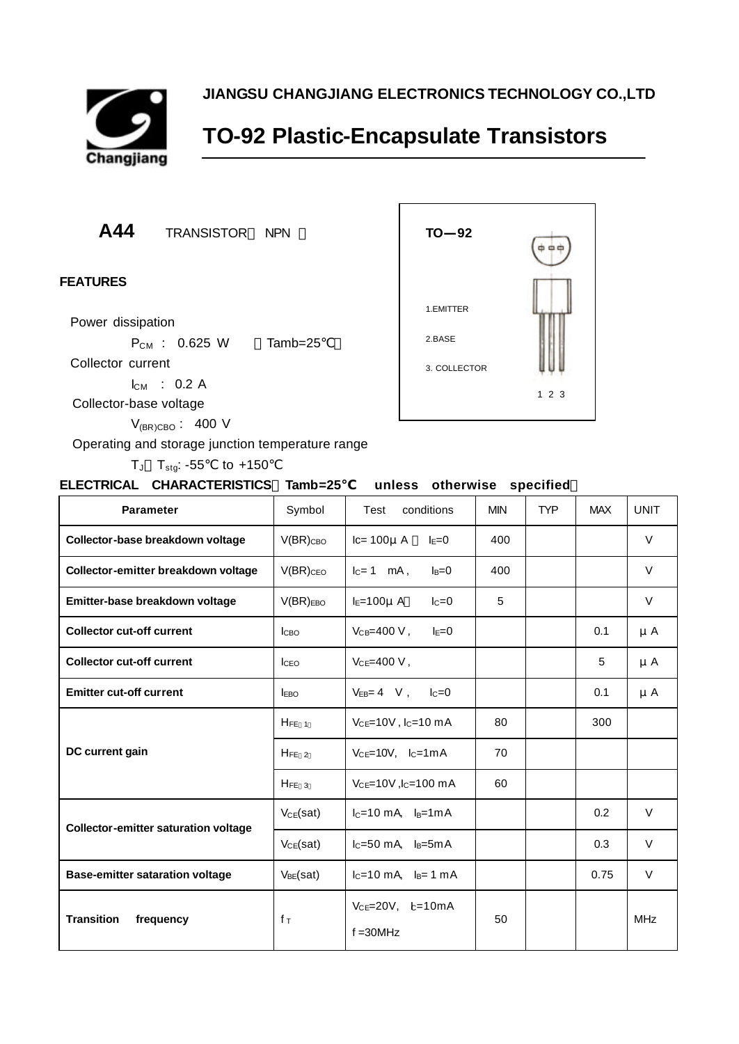**JIANGSU CHANGJIANG ELECTRONICS TECHNOLOGY CO.,LTD**

# TO-92 Plastic-Encapsulate Transistors

## A44 TRANSISTOR（NPN）

**TO—92**

1.EMITTER

2.BASE

3. COLLECTOR

1 2 3

### FEATURES

Power dissipation

$P_{CM}$ : 0.625 W （Tamb=25℃）

Collector current

$I_{CM}$ : 0.2 A

Collector-base voltage

$V_{(BR)CBO}$ : 400 V

Operating and storage junction temperature range

$T_J$，$T_{stg}$: -55℃ to +150℃

### ELECTRICAL CHARACTERISTICS（Tamb=25℃ unless otherwise specified）

| Parameter | Symbol | Test conditions | MIN | TYP | MAX | UNIT |
|---|---|---|---|---|---|---|
| **Collector-base breakdown voltage** | $V(BR)_{CBO}$ | $I_C$= 100μA，$I_E$=0 | 400 | | | V |
| **Collector-emitter breakdown voltage** | $V(BR)_{CEO}$ | $I_C$= 1 mA， $I_B$=0 | 400 | | | V |
| **Emitter-base breakdown voltage** | $V(BR)_{EBO}$ | $I_E$=100μA， $I_C$=0 | 5 | | | V |
| **Collector cut-off current** | $I_{CBO}$ | $V_{CB}$=400 V， $I_E$=0 | | | 0.1 | μA |
| **Collector cut-off current** | $I_{CEO}$ | $V_{CE}$=400 V， | | | 5 | μA |
| **Emitter cut-off current** | $I_{EBO}$ | $V_{EB}$= 4 V， $I_C$=0 | | | 0.1 | μA |
| **DC current gain** | $H_{FE(1)}$ | $V_{CE}$=10V，$I_C$=10 mA | 80 | | 300 | |
| | $H_{FE(2)}$ | $V_{CE}$=10V， $I_C$=1mA | 70 | | | |
| | $H_{FE(3)}$ | $V_{CE}$=10V，$I_C$=100 mA | 60 | | | |
| **Collector-emitter saturation voltage** | $V_{CE}(sat)$ | $I_C$=10 mA， $I_B$=1mA | | | 0.2 | V |
| | $V_{CE}(sat)$ | $I_C$=50 mA， $I_B$=5mA | | | 0.3 | V |
| **Base-emitter sataration voltage** | $V_{BE}(sat)$ | $I_C$=10 mA， $I_B$= 1 mA | | | 0.75 | V |
| **Transition frequency** | $f_T$ | $V_{CE}$=20V， $I_C$=10mA f =30MHz | 50 | | | MHz |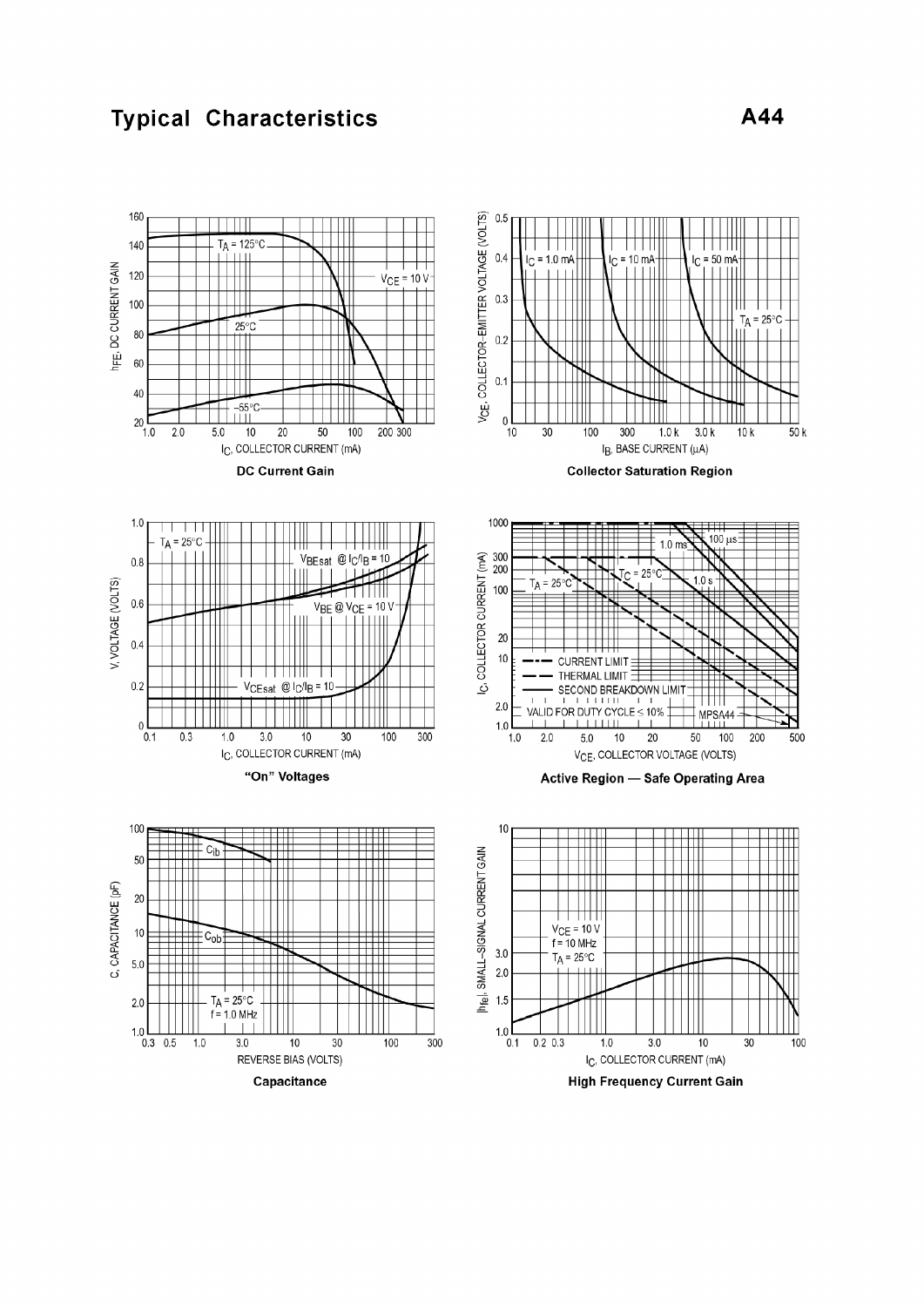## Typical Characteristics

**A44**

$h_{FE}$, DC CURRENT GAIN

$T_A = 125°C$

$V_{CE} = 10$ V

25°C

−55°C

$I_C$, COLLECTOR CURRENT (mA)

**DC Current Gain**

$V_{CE}$, COLLECTOR–EMITTER VOLTAGE (VOLTS)

$I_C = 1.0$ mA

$I_C = 10$ mA

$I_C = 50$ mA

$T_A = 25°C$

$I_B$, BASE CURRENT (μA)

**Collector Saturation Region**

V, VOLTAGE (VOLTS)

$T_A = 25°C$

$V_{BEsat}$ @ $I_C/I_B = 10$

$V_{BE}$ @ $V_{CE} = 10$ V

$V_{CEsat}$ @ $I_C/I_B = 10$

$I_C$, COLLECTOR CURRENT (mA)

**"On" Voltages**

$I_C$, COLLECTOR CURRENT (mA)

100 μs

1.0 ms

$T_C = 25°C$

$T_A = 25°C$

1.0 s

CURRENT LIMIT

THERMAL LIMIT

SECOND BREAKDOWN LIMIT

VALID FOR DUTY CYCLE ≤ 10%

MPSA44

$V_{CE}$, COLLECTOR VOLTAGE (VOLTS)

**Active Region — Safe Operating Area**

C, CAPACITANCE (pF)

$C_{ib}$

$C_{ob}$

$T_A = 25°C$

f = 1.0 MHz

REVERSE BIAS (VOLTS)

**Capacitance**

$|h_{fe}|$, SMALL–SIGNAL CURRENT GAIN

$V_{CE} = 10$ V

f = 10 MHz

$T_A = 25°C$

$I_C$, COLLECTOR CURRENT (mA)

**High Frequency Current Gain**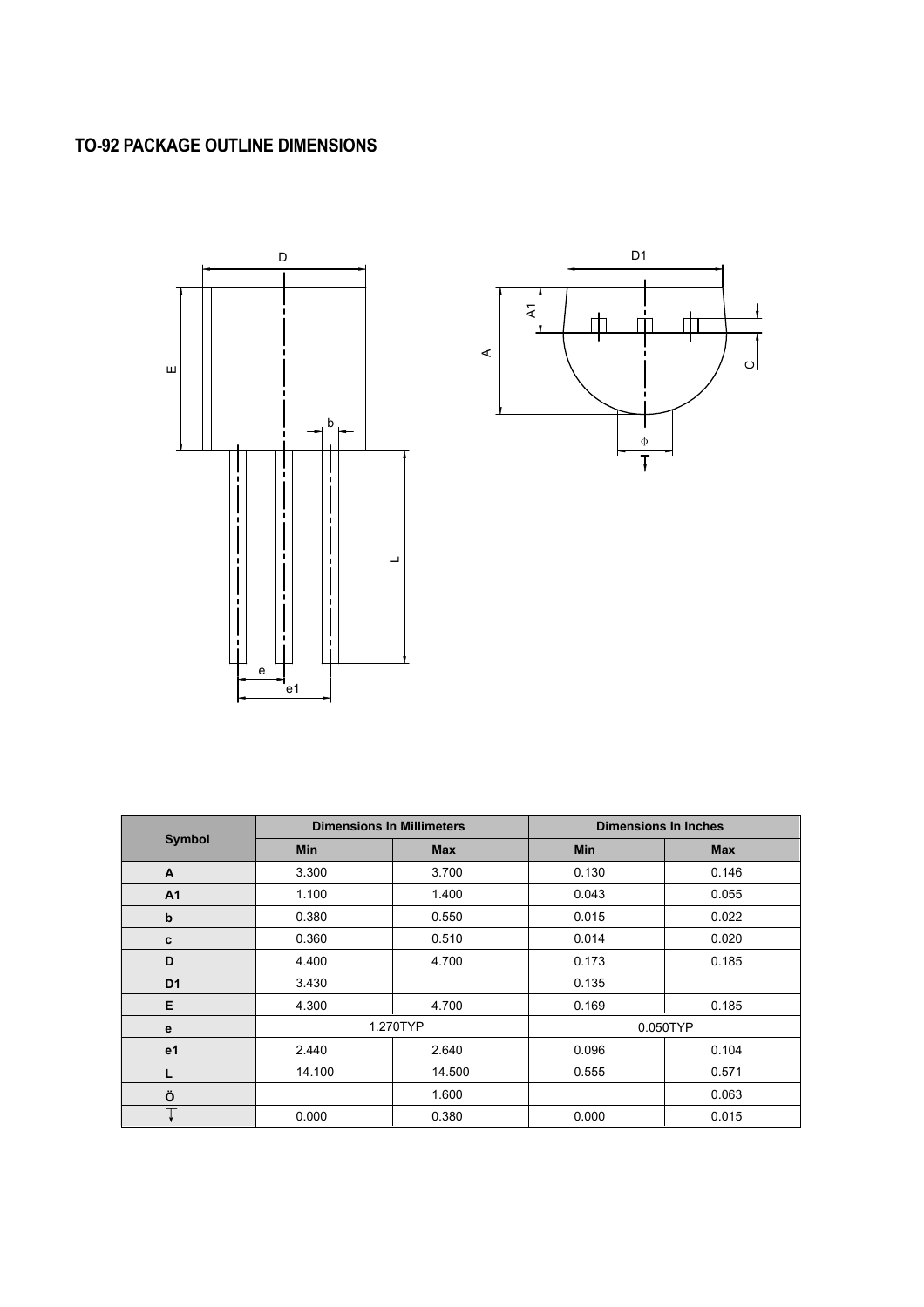## TO-92 PACKAGE OUTLINE DIMENSIONS

D
E
b
L
e
e1
D1
A1
A
C
ϕ

| Symbol | Dimensions In Millimeters | | Dimensions In Inches | |
|---|---|---|---|---|
| | Min | Max | Min | Max |
| A | 3.300 | 3.700 | 0.130 | 0.146 |
| A1 | 1.100 | 1.400 | 0.043 | 0.055 |
| b | 0.380 | 0.550 | 0.015 | 0.022 |
| c | 0.360 | 0.510 | 0.014 | 0.020 |
| D | 4.400 | 4.700 | 0.173 | 0.185 |
| D1 | 3.430 | | 0.135 | |
| E | 4.300 | 4.700 | 0.169 | 0.185 |
| e | 1.270TYP | | 0.050TYP | |
| e1 | 2.440 | 2.640 | 0.096 | 0.104 |
| L | 14.100 | 14.500 | 0.555 | 0.571 |
| Ö | | 1.600 | | 0.063 |
| ⊤ | 0.000 | 0.380 | 0.000 | 0.015 |